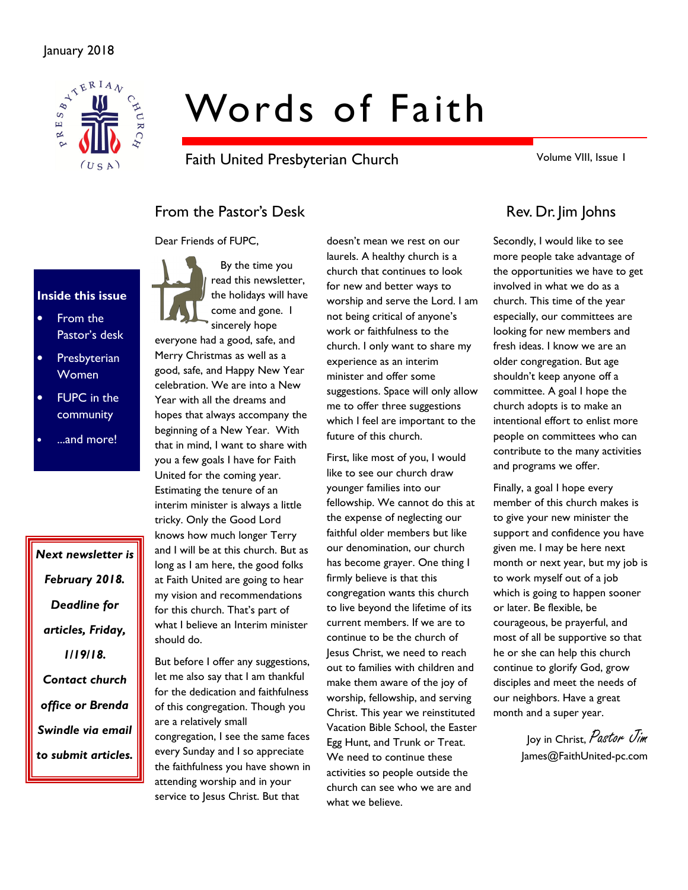January 2018

# Words of Faith

Faith United Presbyterian Church

Volume VIII, Issue 1

**Inside this issue**

- From the Pastor's desk
- Presbyterian Women
- FUPC in the community
- ...and more!

***Next newsletter is February 2018. Deadline for articles, Friday, 1/19/18. Contact church office or Brenda Swindle via email to submit articles.***

## From the Pastor's Desk

## Rev. Dr. Jim Johns

Dear Friends of FUPC,

By the time you read this newsletter, the holidays will have come and gone. I sincerely hope everyone had a good, safe, and Merry Christmas as well as a good, safe, and Happy New Year celebration. We are into a New Year with all the dreams and hopes that always accompany the beginning of a New Year. With that in mind, I want to share with you a few goals I have for Faith United for the coming year. Estimating the tenure of an interim minister is always a little tricky. Only the Good Lord knows how much longer Terry and I will be at this church. But as long as I am here, the good folks at Faith United are going to hear my vision and recommendations for this church. That's part of what I believe an Interim minister should do.

But before I offer any suggestions, let me also say that I am thankful for the dedication and faithfulness of this congregation. Though you are a relatively small congregation, I see the same faces every Sunday and I so appreciate the faithfulness you have shown in attending worship and in your service to Jesus Christ. But that doesn't mean we rest on our laurels. A healthy church is a church that continues to look for new and better ways to worship and serve the Lord. I am not being critical of anyone's work or faithfulness to the church. I only want to share my experience as an interim minister and offer some suggestions. Space will only allow me to offer three suggestions which I feel are important to the future of this church.

First, like most of you, I would like to see our church draw younger families into our fellowship. We cannot do this at the expense of neglecting our faithful older members but like our denomination, our church has become grayer. One thing I firmly believe is that this congregation wants this church to live beyond the lifetime of its current members. If we are to continue to be the church of Jesus Christ, we need to reach out to families with children and make them aware of the joy of worship, fellowship, and serving Christ. This year we reinstituted Vacation Bible School, the Easter Egg Hunt, and Trunk or Treat. We need to continue these activities so people outside the church can see who we are and what we believe.

Secondly, I would like to see more people take advantage of the opportunities we have to get involved in what we do as a church. This time of the year especially, our committees are looking for new members and fresh ideas. I know we are an older congregation. But age shouldn't keep anyone off a committee. A goal I hope the church adopts is to make an intentional effort to enlist more people on committees who can contribute to the many activities and programs we offer.

Finally, a goal I hope every member of this church makes is to give your new minister the support and confidence you have given me. I may be here next month or next year, but my job is to work myself out of a job which is going to happen sooner or later. Be flexible, be courageous, be prayerful, and most of all be supportive so that he or she can help this church continue to glorify God, grow disciples and meet the needs of our neighbors. Have a great month and a super year.

Joy in Christ, *Pastor Jim*
James@FaithUnited-pc.com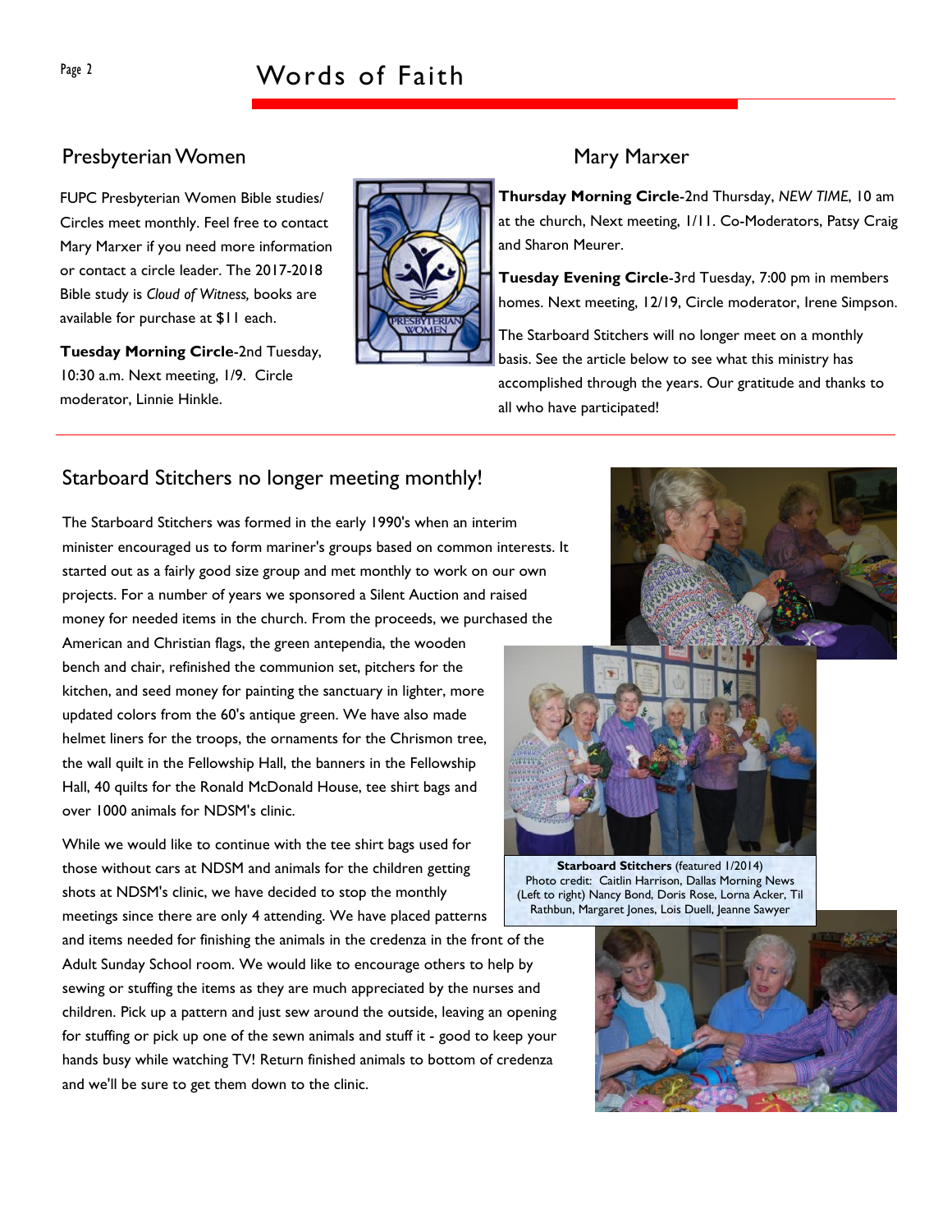## Presbyterian Women

FUPC Presbyterian Women Bible studies/ Circles meet monthly. Feel free to contact Mary Marxer if you need more information or contact a circle leader. The 2017-2018 Bible study is *Cloud of Witness,* books are available for purchase at $11 each.

**Tuesday Morning Circle**-2nd Tuesday, 10:30 a.m. Next meeting, 1/9. Circle moderator, Linnie Hinkle.

## Mary Marxer

**Thursday Morning Circle**-2nd Thursday, *NEW TIME,* 10 am at the church, Next meeting, 1/11. Co-Moderators, Patsy Craig and Sharon Meurer.

**Tuesday Evening Circle**-3rd Tuesday, 7:00 pm in members homes. Next meeting, 12/19, Circle moderator, Irene Simpson.

The Starboard Stitchers will no longer meet on a monthly basis. See the article below to see what this ministry has accomplished through the years. Our gratitude and thanks to all who have participated!

## Starboard Stitchers no longer meeting monthly!

The Starboard Stitchers was formed in the early 1990's when an interim minister encouraged us to form mariner's groups based on common interests. It started out as a fairly good size group and met monthly to work on our own projects. For a number of years we sponsored a Silent Auction and raised money for needed items in the church. From the proceeds, we purchased the American and Christian flags, the green antependia, the wooden bench and chair, refinished the communion set, pitchers for the kitchen, and seed money for painting the sanctuary in lighter, more updated colors from the 60's antique green. We have also made helmet liners for the troops, the ornaments for the Chrismon tree, the wall quilt in the Fellowship Hall, the banners in the Fellowship Hall, 40 quilts for the Ronald McDonald House, tee shirt bags and over 1000 animals for NDSM's clinic.

While we would like to continue with the tee shirt bags used for those without cars at NDSM and animals for the children getting shots at NDSM's clinic, we have decided to stop the monthly meetings since there are only 4 attending. We have placed patterns and items needed for finishing the animals in the credenza in the front of the Adult Sunday School room. We would like to encourage others to help by sewing or stuffing the items as they are much appreciated by the nurses and children. Pick up a pattern and just sew around the outside, leaving an opening for stuffing or pick up one of the sewn animals and stuff it - good to keep your hands busy while watching TV! Return finished animals to bottom of credenza and we'll be sure to get them down to the clinic.

**Starboard Stitchers** (featured 1/2014)
Photo credit: Caitlin Harrison, Dallas Morning News
(Left to right) Nancy Bond, Doris Rose, Lorna Acker, Til Rathbun, Margaret Jones, Lois Duell, Jeanne Sawyer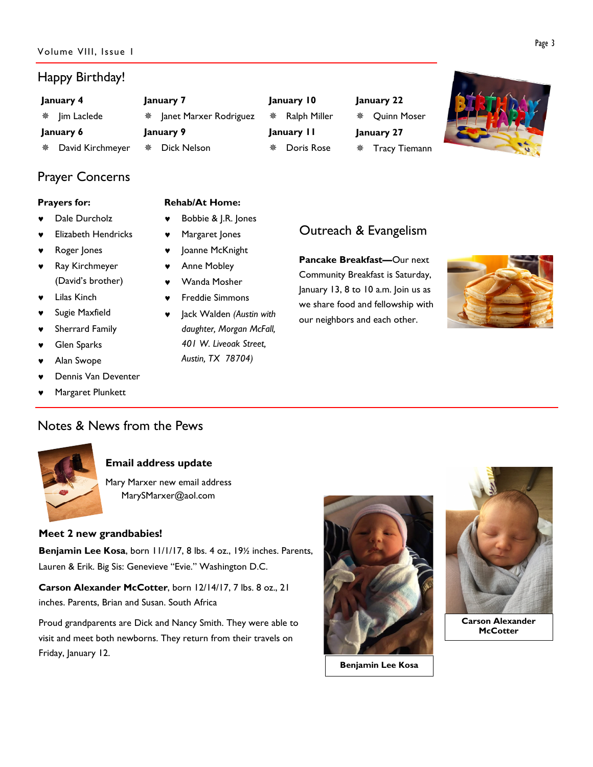## Happy Birthday!

**January 4**
- Jim Laclede

**January 6**
- David Kirchmeyer

**January 7**
- Janet Marxer Rodriguez

**January 9**
- Dick Nelson

**January 10**
- Ralph Miller

**January 11**
- Doris Rose

**January 22**
- Quinn Moser

**January 27**
- Tracy Tiemann

## Prayer Concerns

**Prayers for:**

- Dale Durcholz
- Elizabeth Hendricks
- Roger Jones
- Ray Kirchmeyer (David's brother)
- Lilas Kinch
- Sugie Maxfield
- Sherrard Family
- Glen Sparks
- Alan Swope
- Dennis Van Deventer
- Margaret Plunkett

**Rehab/At Home:**

- Bobbie & J.R. Jones
- Margaret Jones
- Joanne McKnight
- Anne Mobley
- Wanda Mosher
- Freddie Simmons
- Jack Walden *(Austin with daughter, Morgan McFall, 401 W. Liveoak Street, Austin, TX 78704)*

## Outreach & Evangelism

**Pancake Breakfast—**Our next Community Breakfast is Saturday, January 13, 8 to 10 a.m. Join us as we share food and fellowship with our neighbors and each other.

## Notes & News from the Pews

### Email address update

Mary Marxer new email address
MarySMarxer@aol.com

### Meet 2 new grandbabies!

**Benjamin Lee Kosa**, born 11/1/17, 8 lbs. 4 oz., 19½ inches. Parents, Lauren & Erik. Big Sis: Genevieve "Evie." Washington D.C.

**Carson Alexander McCotter**, born 12/14/17, 7 lbs. 8 oz., 21 inches. Parents, Brian and Susan. South Africa

Proud grandparents are Dick and Nancy Smith. They were able to visit and meet both newborns. They return from their travels on Friday, January 12.

**Benjamin Lee Kosa**

**Carson Alexander McCotter**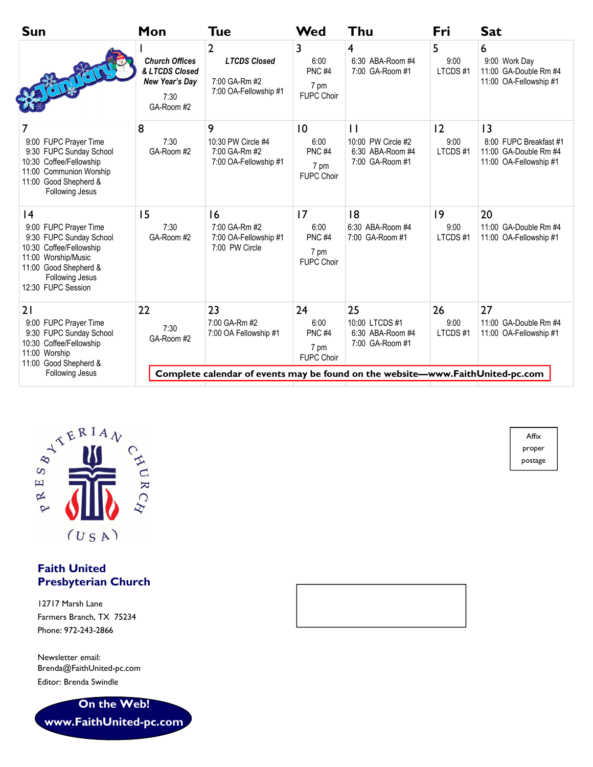| Sun | Mon | Tue | Wed | Thu | Fri | Sat |
|---|---|---|---|---|---|---|
| January | 1<br>*Church Offices & LTCDS Closed New Year's Day*<br>7:30<br>GA-Room #2 | 2<br>*LTCDS Closed*<br>7:00 GA-Rm #2<br>7:00 OA-Fellowship #1 | 3<br>6:00<br>PNC #4<br>7 pm<br>FUPC Choir | 4<br>6:30 ABA-Room #4<br>7:00 GA-Room #1 | 5<br>9:00<br>LTCDS #1 | 6<br>9:00 Work Day<br>11:00 GA-Double Rm #4<br>11:00 OA-Fellowship #1 |
| 7<br>9:00 FUPC Prayer Time<br>9:30 FUPC Sunday School<br>10:30 Coffee/Fellowship<br>11:00 Communion Worship<br>11:00 Good Shepherd & Following Jesus | 8<br>7:30<br>GA-Room #2 | 9<br>10:30 PW Circle #4<br>7:00 GA-Rm #2<br>7:00 OA-Fellowship #1 | 10<br>6:00<br>PNC #4<br>7 pm<br>FUPC Choir | 11<br>10:00 PW Circle #2<br>6:30 ABA-Room #4<br>7:00 GA-Room #1 | 12<br>9:00<br>LTCDS #1 | 13<br>8:00 FUPC Breakfast #1<br>11:00 GA-Double Rm #4<br>11:00 OA-Fellowship #1 |
| 14<br>9:00 FUPC Prayer Time<br>9:30 FUPC Sunday School<br>10:30 Coffee/Fellowship<br>11:00 Worship/Music<br>11:00 Good Shepherd & Following Jesus<br>12:30 FUPC Session | 15<br>7:30<br>GA-Room #2 | 16<br>7:00 GA-Rm #2<br>7:00 OA-Fellowship #1<br>7:00 PW Circle | 17<br>6:00<br>PNC #4<br>7 pm<br>FUPC Choir | 18<br>6:30 ABA-Room #4<br>7:00 GA-Room #1 | 19<br>9:00<br>LTCDS #1 | 20<br>11:00 GA-Double Rm #4<br>11:00 OA-Fellowship #1 |
| 21<br>9:00 FUPC Prayer Time<br>9:30 FUPC Sunday School<br>10:30 Coffee/Fellowship<br>11:00 Worship<br>11:00 Good Shepherd & Following Jesus | 22<br>7:30<br>GA-Room #2 | 23<br>7:00 GA-Rm #2<br>7:00 OA Fellowship #1 | 24<br>6:00<br>PNC #4<br>7 pm<br>FUPC Choir | 25<br>10:00 LTCDS #1<br>6:30 ABA-Room #4<br>7:00 GA-Room #1 | 26<br>9:00<br>LTCDS #1 | 27<br>11:00 GA-Double Rm #4<br>11:00 OA-Fellowship #1 |

**Complete calendar of events may be found on the website—www.FaithUnited-pc.com**

PRESBYTERIAN CHURCH (USA)

**Faith United Presbyterian Church**

12717 Marsh Lane
Farmers Branch, TX 75234
Phone: 972-243-2866

Newsletter email:
Brenda@FaithUnited-pc.com
Editor: Brenda Swindle

**On the Web!**
**www.FaithUnited-pc.com**

Affix proper postage